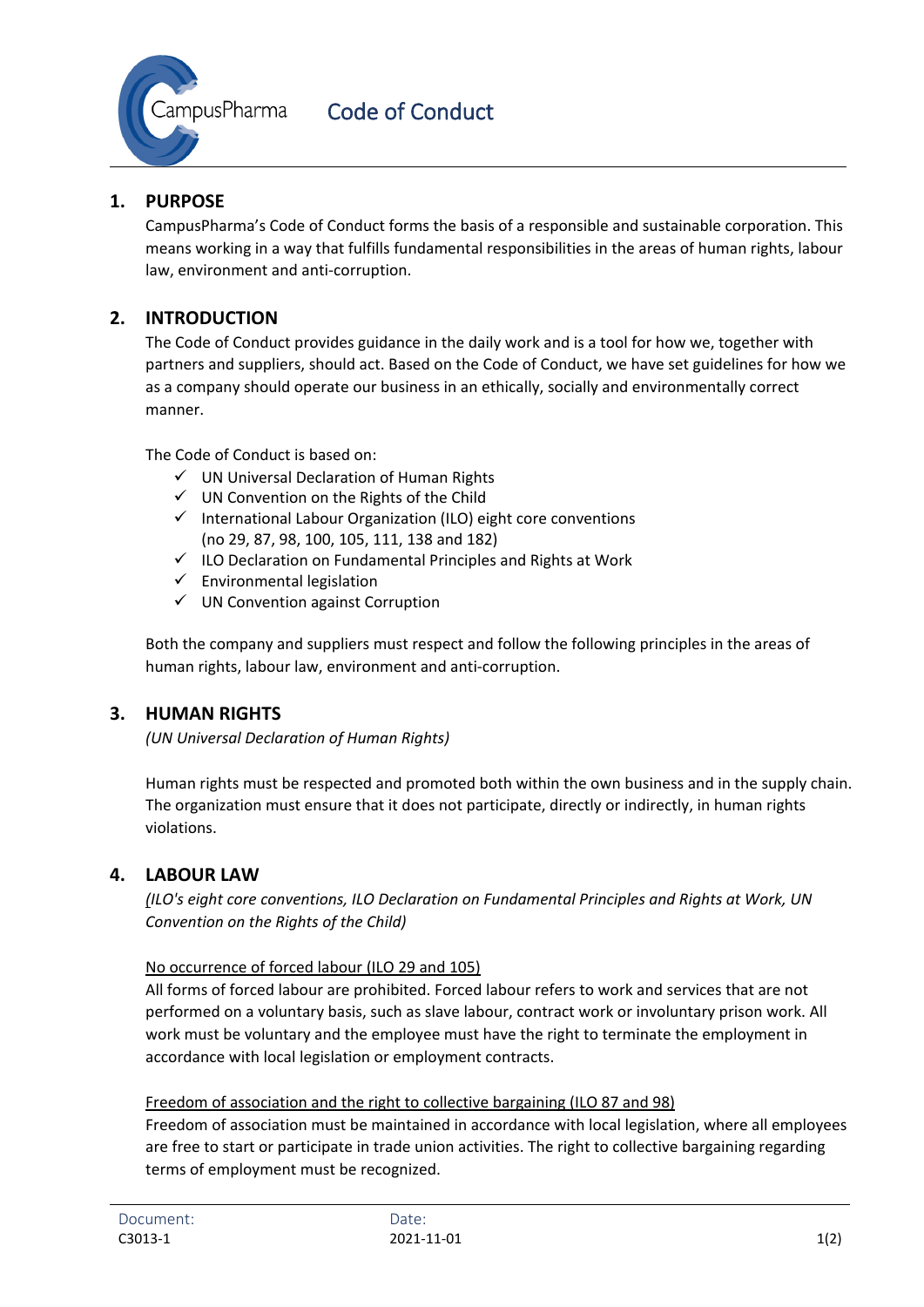CampusPharma

# Code of Conduct

## 1. PURPOSE

CampusPharma's Code of Conduct forms the basis of a responsible and sustainable corporation. This means working in a way that fulfills fundamental responsibilities in the areas of human rights, labour law, environment and anti-corruption.

## 2. INTRODUCTION

The Code of Conduct provides guidance in the daily work and is a tool for how we, together with partners and suppliers, should act. Based on the Code of Conduct, we have set guidelines for how we as a company should operate our business in an ethically, socially and environmentally correct manner.

The Code of Conduct is based on:

- ✓ UN Universal Declaration of Human Rights
- ✓ UN Convention on the Rights of the Child
- ✓ International Labour Organization (ILO) eight core conventions (no 29, 87, 98, 100, 105, 111, 138 and 182)
- ✓ ILO Declaration on Fundamental Principles and Rights at Work
- ✓ Environmental legislation
- ✓ UN Convention against Corruption

Both the company and suppliers must respect and follow the following principles in the areas of human rights, labour law, environment and anti-corruption.

## 3. HUMAN RIGHTS

*(UN Universal Declaration of Human Rights)*

Human rights must be respected and promoted both within the own business and in the supply chain. The organization must ensure that it does not participate, directly or indirectly, in human rights violations.

## 4. LABOUR LAW

*(ILO's eight core conventions, ILO Declaration on Fundamental Principles and Rights at Work, UN Convention on the Rights of the Child)*

<u>No occurrence of forced labour (ILO 29 and 105)</u>

All forms of forced labour are prohibited. Forced labour refers to work and services that are not performed on a voluntary basis, such as slave labour, contract work or involuntary prison work. All work must be voluntary and the employee must have the right to terminate the employment in accordance with local legislation or employment contracts.

<u>Freedom of association and the right to collective bargaining (ILO 87 and 98)</u>

Freedom of association must be maintained in accordance with local legislation, where all employees are free to start or participate in trade union activities. The right to collective bargaining regarding terms of employment must be recognized.

Document: C3013-1 | Date: 2021-11-01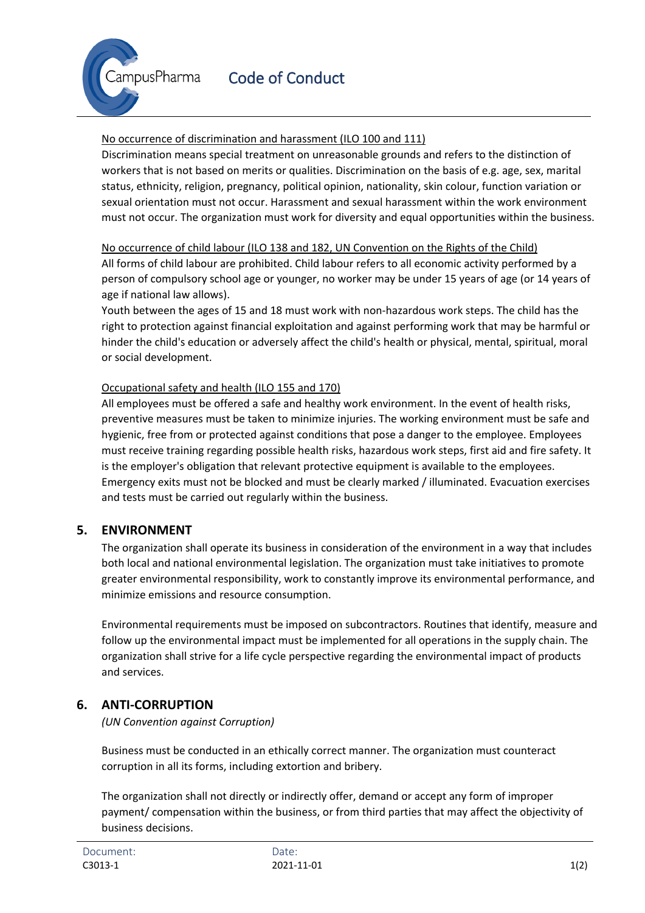No occurrence of discrimination and harassment (ILO 100 and 111)

Discrimination means special treatment on unreasonable grounds and refers to the distinction of workers that is not based on merits or qualities. Discrimination on the basis of e.g. age, sex, marital status, ethnicity, religion, pregnancy, political opinion, nationality, skin colour, function variation or sexual orientation must not occur. Harassment and sexual harassment within the work environment must not occur. The organization must work for diversity and equal opportunities within the business.

No occurrence of child labour (ILO 138 and 182, UN Convention on the Rights of the Child)

All forms of child labour are prohibited. Child labour refers to all economic activity performed by a person of compulsory school age or younger, no worker may be under 15 years of age (or 14 years of age if national law allows).

Youth between the ages of 15 and 18 must work with non-hazardous work steps. The child has the right to protection against financial exploitation and against performing work that may be harmful or hinder the child's education or adversely affect the child's health or physical, mental, spiritual, moral or social development.

Occupational safety and health (ILO 155 and 170)

All employees must be offered a safe and healthy work environment. In the event of health risks, preventive measures must be taken to minimize injuries. The working environment must be safe and hygienic, free from or protected against conditions that pose a danger to the employee. Employees must receive training regarding possible health risks, hazardous work steps, first aid and fire safety. It is the employer's obligation that relevant protective equipment is available to the employees. Emergency exits must not be blocked and must be clearly marked / illuminated. Evacuation exercises and tests must be carried out regularly within the business.

## 5. ENVIRONMENT

The organization shall operate its business in consideration of the environment in a way that includes both local and national environmental legislation. The organization must take initiatives to promote greater environmental responsibility, work to constantly improve its environmental performance, and minimize emissions and resource consumption.

Environmental requirements must be imposed on subcontractors. Routines that identify, measure and follow up the environmental impact must be implemented for all operations in the supply chain. The organization shall strive for a life cycle perspective regarding the environmental impact of products and services.

## 6. ANTI-CORRUPTION

*(UN Convention against Corruption)*

Business must be conducted in an ethically correct manner. The organization must counteract corruption in all its forms, including extortion and bribery.

The organization shall not directly or indirectly offer, demand or accept any form of improper payment/ compensation within the business, or from third parties that may affect the objectivity of business decisions.